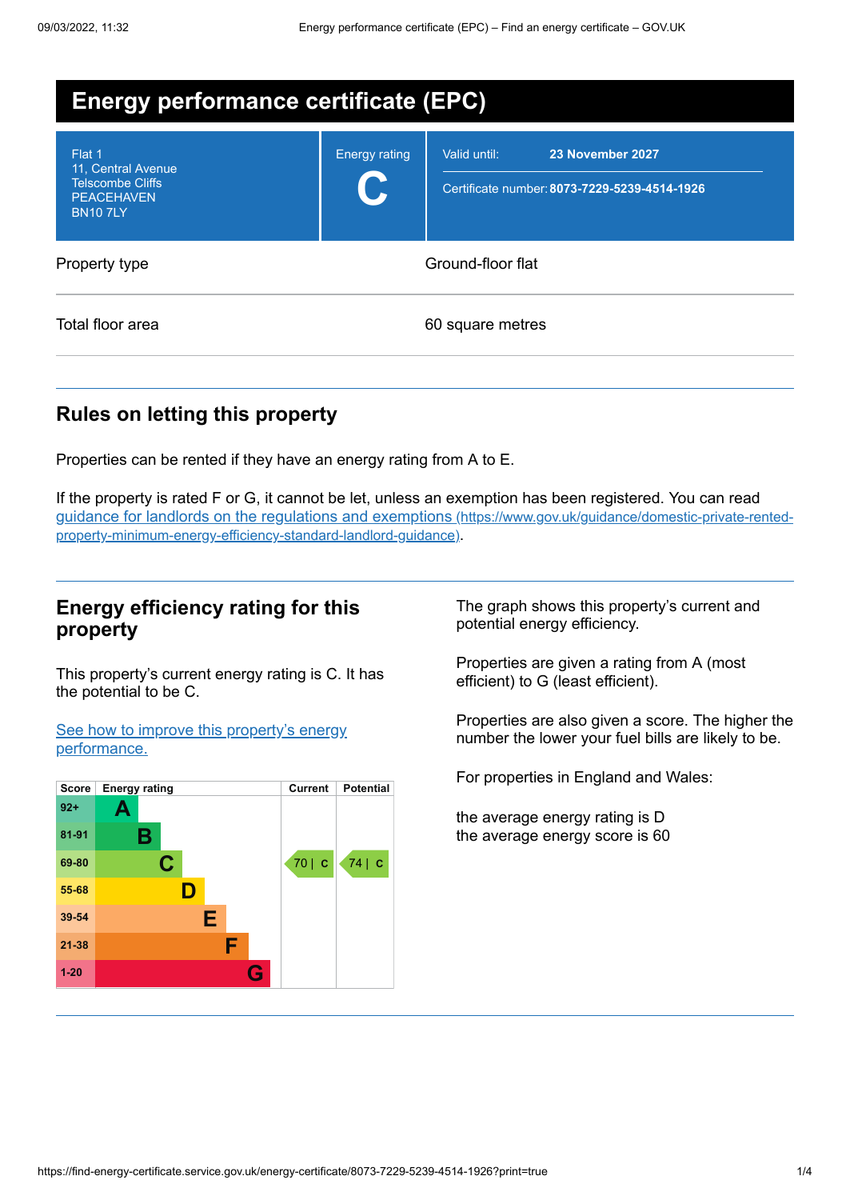# Energy performance certificate (EPC)

| | | |
|---|---|---|
| Flat 1<br>11, Central Avenue<br>Telscombe Cliffs<br>PEACEHAVEN<br>BN10 7LY | Energy rating<br>**C** | Valid until: **23 November 2027**<br>Certificate number: **8073-7229-5239-4514-1926** |

| | |
|---|---|
| Property type | Ground-floor flat |
| Total floor area | 60 square metres |

## Rules on letting this property

Properties can be rented if they have an energy rating from A to E.

If the property is rated F or G, it cannot be let, unless an exemption has been registered. You can read [guidance for landlords on the regulations and exemptions (https://www.gov.uk/guidance/domestic-private-rented-property-minimum-energy-efficiency-standard-landlord-guidance)](https://www.gov.uk/guidance/domestic-private-rented-property-minimum-energy-efficiency-standard-landlord-guidance).

## Energy efficiency rating for this property

This property's current energy rating is C. It has the potential to be C.

[See how to improve this property's energy performance.]()

| Score | Energy rating | Current | Potential |
|---|---|---|---|
| 92+ | A | | |
| 81-91 | B | | |
| 69-80 | C | 70 \| C | 74 \| C |
| 55-68 | D | | |
| 39-54 | E | | |
| 21-38 | F | | |
| 1-20 | G | | |

The graph shows this property's current and potential energy efficiency.

Properties are given a rating from A (most efficient) to G (least efficient).

Properties are also given a score. The higher the number the lower your fuel bills are likely to be.

For properties in England and Wales:

the average energy rating is D
the average energy score is 60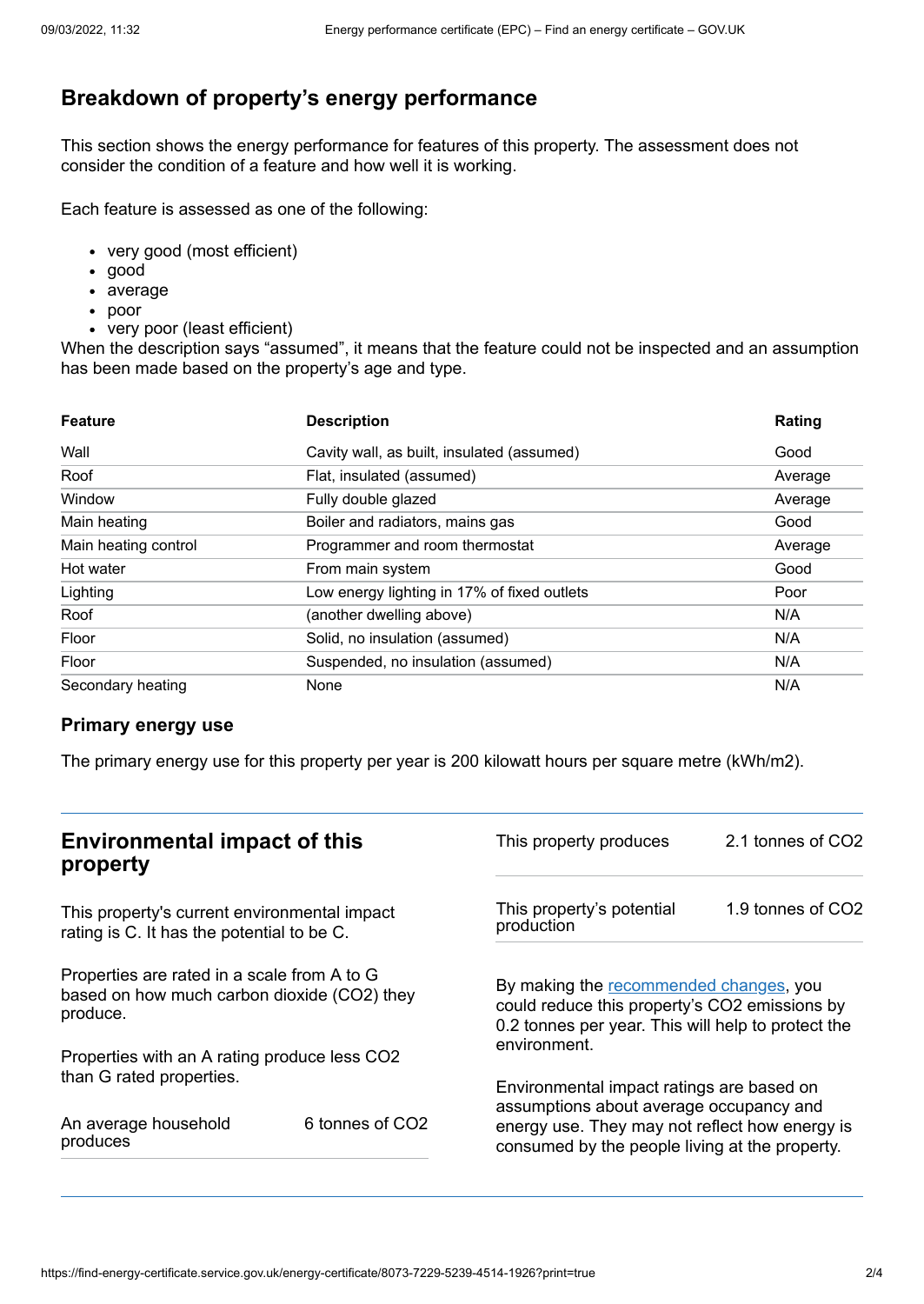## Breakdown of property's energy performance

This section shows the energy performance for features of this property. The assessment does not consider the condition of a feature and how well it is working.

Each feature is assessed as one of the following:

- very good (most efficient)
- good
- average
- poor
- very poor (least efficient)

When the description says "assumed", it means that the feature could not be inspected and an assumption has been made based on the property's age and type.

| Feature | Description | Rating |
|---|---|---|
| Wall | Cavity wall, as built, insulated (assumed) | Good |
| Roof | Flat, insulated (assumed) | Average |
| Window | Fully double glazed | Average |
| Main heating | Boiler and radiators, mains gas | Good |
| Main heating control | Programmer and room thermostat | Average |
| Hot water | From main system | Good |
| Lighting | Low energy lighting in 17% of fixed outlets | Poor |
| Roof | (another dwelling above) | N/A |
| Floor | Solid, no insulation (assumed) | N/A |
| Floor | Suspended, no insulation (assumed) | N/A |
| Secondary heating | None | N/A |

### Primary energy use

The primary energy use for this property per year is 200 kilowatt hours per square metre (kWh/m2).

## Environmental impact of this property

This property's current environmental impact rating is C. It has the potential to be C.

Properties are rated in a scale from A to G based on how much carbon dioxide ($CO_2$) they produce.

Properties with an A rating produce less $CO_2$ than G rated properties.

| | |
|---|---|
| An average household produces | 6 tonnes of $CO_2$ |
| This property produces | 2.1 tonnes of $CO_2$ |
| This property's potential production | 1.9 tonnes of $CO_2$ |

By making the recommended changes, you could reduce this property's $CO_2$ emissions by 0.2 tonnes per year. This will help to protect the environment.

Environmental impact ratings are based on assumptions about average occupancy and energy use. They may not reflect how energy is consumed by the people living at the property.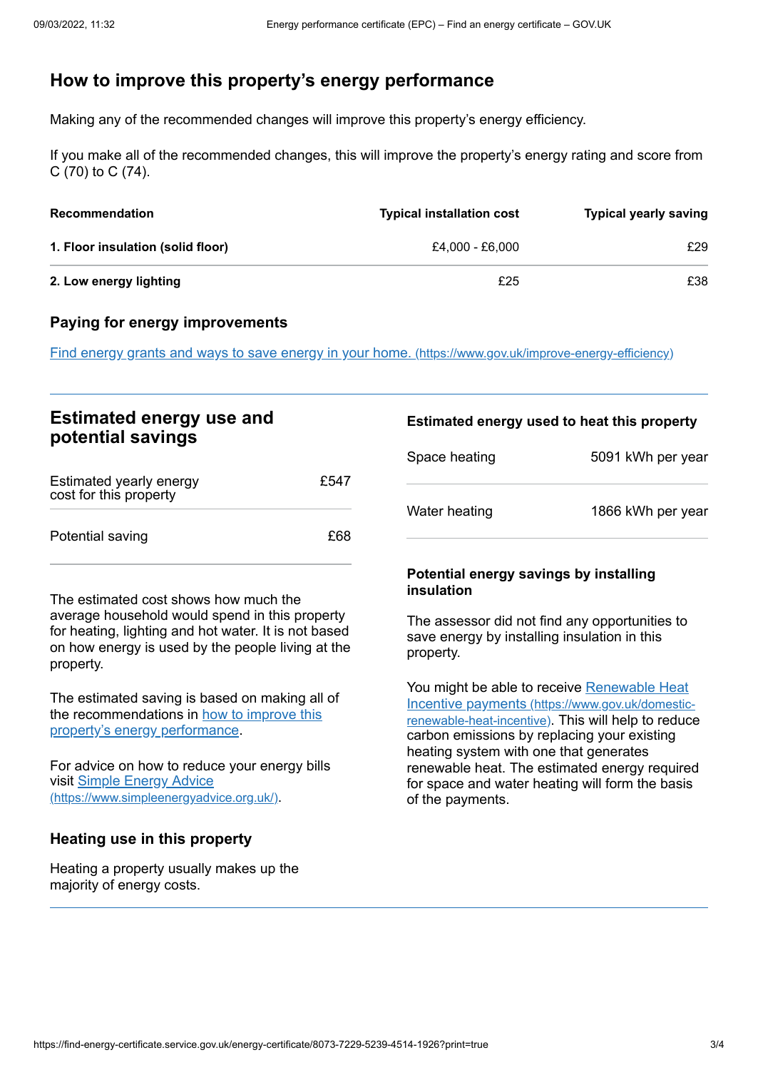## How to improve this property's energy performance

Making any of the recommended changes will improve this property's energy efficiency.

If you make all of the recommended changes, this will improve the property's energy rating and score from C (70) to C (74).

| Recommendation | Typical installation cost | Typical yearly saving |
| --- | --- | --- |
| **1. Floor insulation (solid floor)** | £4,000 - £6,000 | £29 |
| **2. Low energy lighting** | £25 | £38 |

### Paying for energy improvements

[Find energy grants and ways to save energy in your home.](https://www.gov.uk/improve-energy-efficiency) (https://www.gov.uk/improve-energy-efficiency)

## Estimated energy use and potential savings

| | |
| --- | --- |
| Estimated yearly energy cost for this property | £547 |
| Potential saving | £68 |

The estimated cost shows how much the average household would spend in this property for heating, lighting and hot water. It is not based on how energy is used by the people living at the property.

The estimated saving is based on making all of the recommendations in how to improve this property's energy performance.

For advice on how to reduce your energy bills visit [Simple Energy Advice](https://www.simpleenergyadvice.org.uk/) (https://www.simpleenergyadvice.org.uk/).

### Heating use in this property

Heating a property usually makes up the majority of energy costs.

### Estimated energy used to heat this property

| | |
| --- | --- |
| Space heating | 5091 kWh per year |
| Water heating | 1866 kWh per year |

### Potential energy savings by installing insulation

The assessor did not find any opportunities to save energy by installing insulation in this property.

You might be able to receive [Renewable Heat Incentive payments](https://www.gov.uk/domestic-renewable-heat-incentive) (https://www.gov.uk/domestic-renewable-heat-incentive). This will help to reduce carbon emissions by replacing your existing heating system with one that generates renewable heat. The estimated energy required for space and water heating will form the basis of the payments.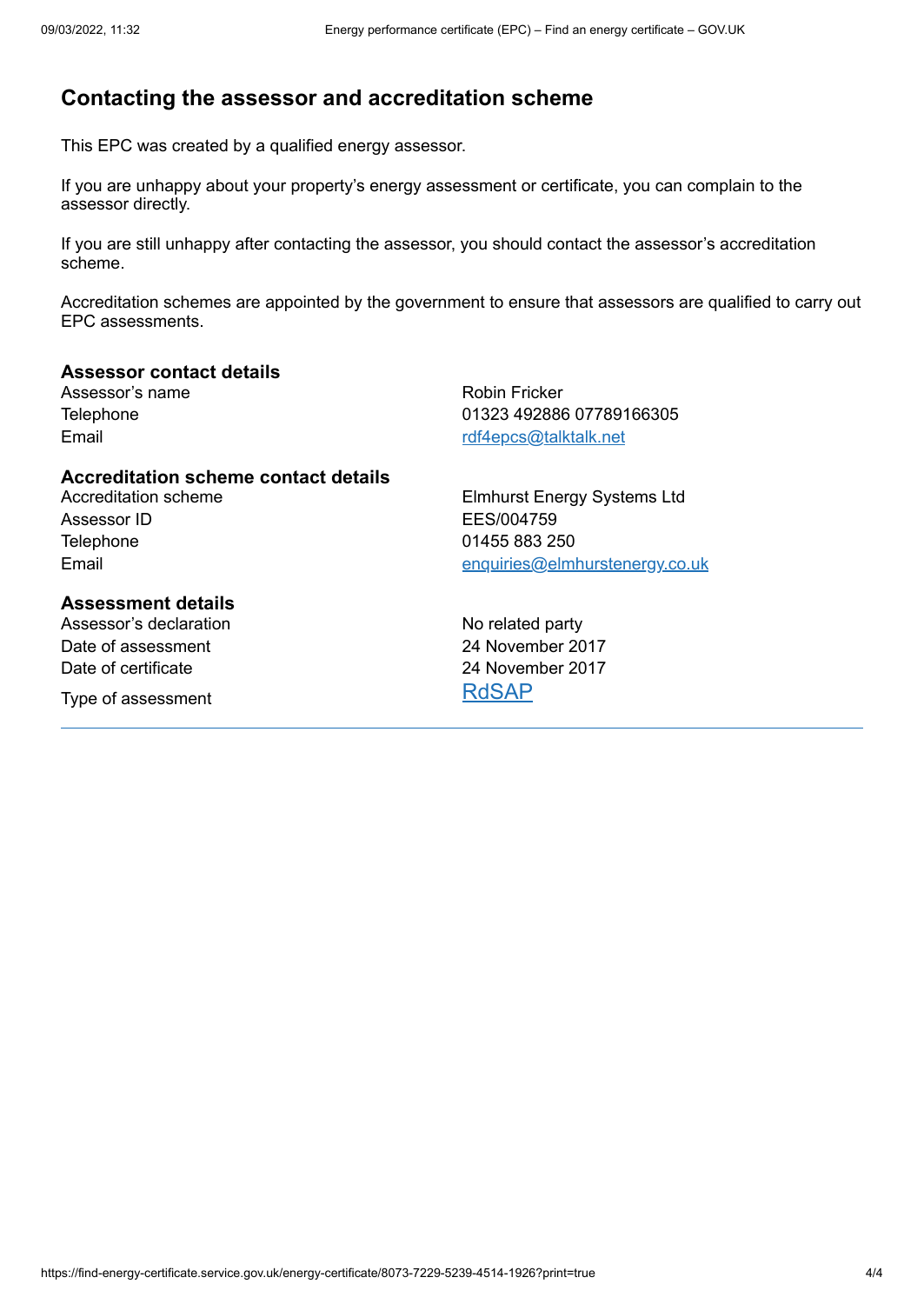## Contacting the assessor and accreditation scheme

This EPC was created by a qualified energy assessor.

If you are unhappy about your property's energy assessment or certificate, you can complain to the assessor directly.

If you are still unhappy after contacting the assessor, you should contact the assessor's accreditation scheme.

Accreditation schemes are appointed by the government to ensure that assessors are qualified to carry out EPC assessments.

### Assessor contact details

| | |
|---|---|
| Assessor's name | Robin Fricker |
| Telephone | 01323 492886 07789166305 |
| Email | rdf4epcs@talktalk.net |

### Accreditation scheme contact details

| | |
|---|---|
| Accreditation scheme | Elmhurst Energy Systems Ltd |
| Assessor ID | EES/004759 |
| Telephone | 01455 883 250 |
| Email | enquiries@elmhurstenergy.co.uk |

### Assessment details

| | |
|---|---|
| Assessor's declaration | No related party |
| Date of assessment | 24 November 2017 |
| Date of certificate | 24 November 2017 |
| Type of assessment | RdSAP |